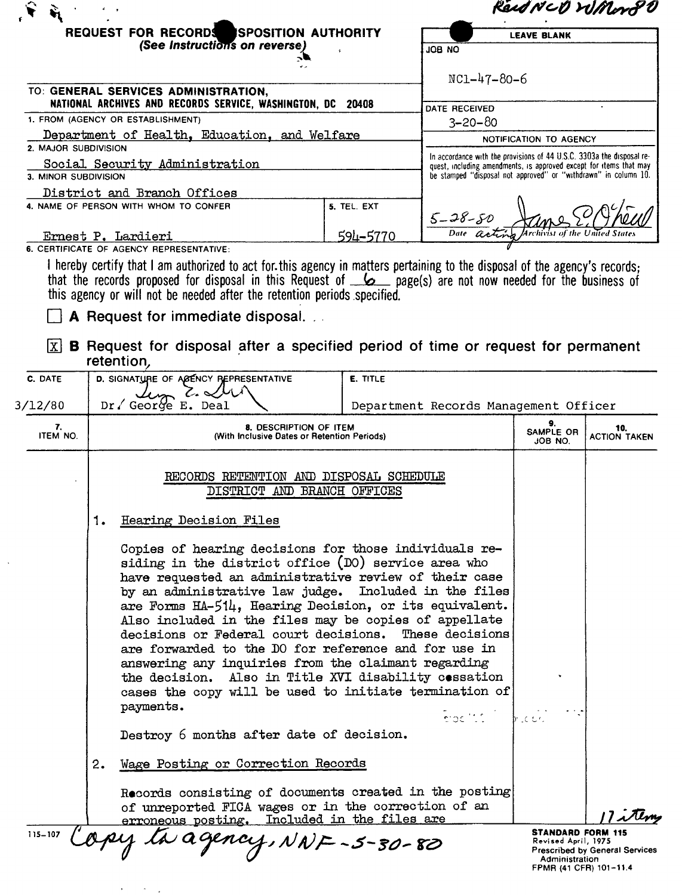Recd NCD 20 Mar 80

## REQUEST FOR RECORDS DISPOSITION AUTHORITY
*(See Instructions on reverse)*

| LEAVE BLANK |
|---|
| JOB NO: NC1-47-80-6 |
| DATE RECEIVED: 3-20-80 |
| NOTIFICATION TO AGENCY |
| In accordance with the provisions of 44 U.S.C. 3303a the disposal request, including amendments, is approved except for items that may be stamped "disposal not approved" or "withdrawn" in column 10. |
| 5-28-80 — Date — James E. O'Neill, acting Archivist of the United States |

TO: **GENERAL SERVICES ADMINISTRATION, NATIONAL ARCHIVES AND RECORDS SERVICE, WASHINGTON, DC 20408**

1. FROM (AGENCY OR ESTABLISHMENT): Department of Health, Education, and Welfare
2. MAJOR SUBDIVISION: Social Security Administration
3. MINOR SUBDIVISION: District and Branch Offices
4. NAME OF PERSON WITH WHOM TO CONFER: Ernest P. Lardieri
5. TEL. EXT: 594-5770
6. CERTIFICATE OF AGENCY REPRESENTATIVE:

I hereby certify that I am authorized to act for this agency in matters pertaining to the disposal of the agency's records; that the records proposed for disposal in this Request of 6 page(s) are not now needed for the business of this agency or will not be needed after the retention periods specified.

☐ **A** Request for immediate disposal.

☒ **B** Request for disposal after a specified period of time or request for permanent retention.

| C. DATE | D. SIGNATURE OF AGENCY REPRESENTATIVE | E. TITLE |
|---|---|---|
| 3/12/80 | Dr. George E. Deal | Department Records Management Officer |

| 7. ITEM NO. | 8. DESCRIPTION OF ITEM (With Inclusive Dates or Retention Periods) | 9. SAMPLE OR JOB NO. | 10. ACTION TAKEN |
|---|---|---|---|
| | RECORDS RETENTION AND DISPOSAL SCHEDULE DISTRICT AND BRANCH OFFICES | | |
| 1. | Hearing Decision Files<br><br>Copies of hearing decisions for those individuals residing in the district office (DO) service area who have requested an administrative review of their case by an administrative law judge. Included in the files are Forms HA-514, Hearing Decision, or its equivalent. Also included in the files may be copies of appellate decisions or Federal court decisions. These decisions are forwarded to the DO for reference and for use in answering any inquiries from the claimant regarding the decision. Also in Title XVI disability cessation cases the copy will be used to initiate termination of payments.<br><br>Destroy 6 months after date of decision. | | |
| 2. | Wage Posting or Correction Records<br><br>Records consisting of documents created in the posting of unreported FICA wages or in the correction of an erroneous posting. Included in the files are | | 17 items |

115-107 Copy to agency, NNF-5-30-80

**STANDARD FORM 115**
Revised April, 1975
Prescribed by General Services Administration
FPMR (41 CFR) 101-11.4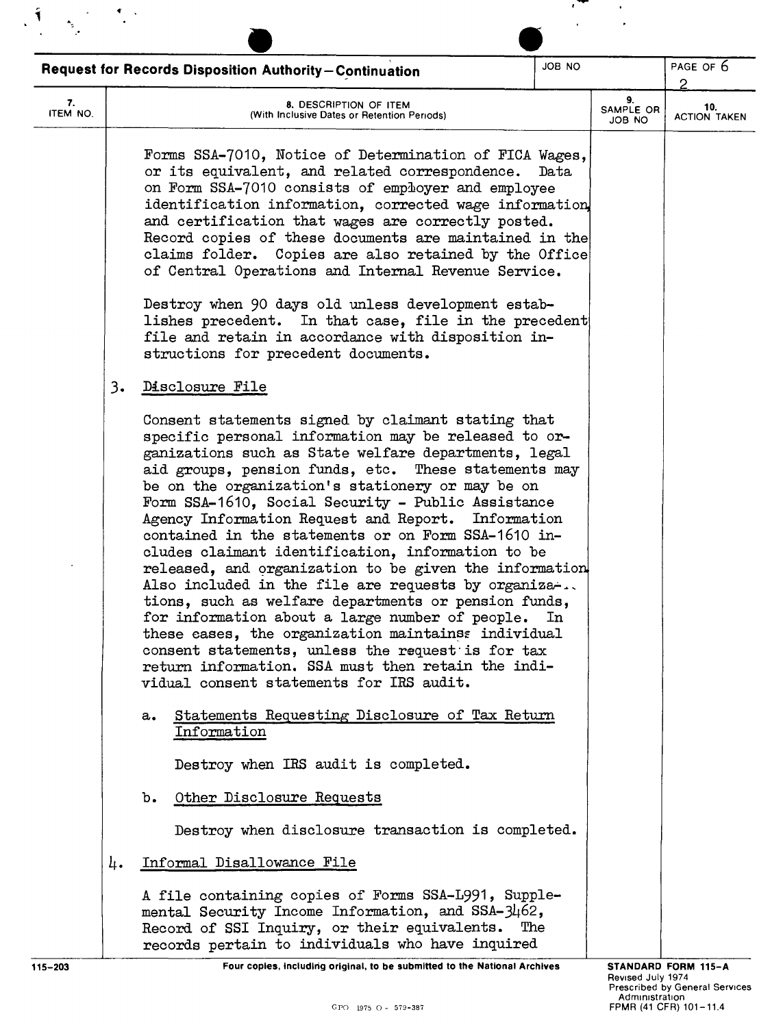**Request for Records Disposition Authority—Continuation**

| 7. ITEM NO. | 8. DESCRIPTION OF ITEM (With Inclusive Dates or Retention Periods) | 9. SAMPLE OR JOB NO | 10. ACTION TAKEN |
|---|---|---|---|

Forms SSA-7010, Notice of Determination of FICA Wages, or its equivalent, and related correspondence. Data on Form SSA-7010 consists of employer and employee identification information, corrected wage information, and certification that wages are correctly posted. Record copies of these documents are maintained in the claims folder. Copies are also retained by the Office of Central Operations and Internal Revenue Service.

Destroy when 90 days old unless development establishes precedent. In that case, file in the precedent file and retain in accordance with disposition instructions for precedent documents.

3. Disclosure File

Consent statements signed by claimant stating that specific personal information may be released to organizations such as State welfare departments, legal aid groups, pension funds, etc. These statements may be on the organization's stationery or may be on Form SSA-1610, Social Security - Public Assistance Agency Information Request and Report. Information contained in the statements or on Form SSA-1610 includes claimant identification, information to be released, and organization to be given the information. Also included in the file are requests by organizations, such as welfare departments or pension funds, for information about a large number of people. In these cases, the organization maintains individual consent statements, unless the request is for tax return information. SSA must then retain the individual consent statements for IRS audit.

a. Statements Requesting Disclosure of Tax Return Information

Destroy when IRS audit is completed.

b. Other Disclosure Requests

Destroy when disclosure transaction is completed.

4. Informal Disallowance File

A file containing copies of Forms SSA-L991, Supplemental Security Income Information, and SSA-3462, Record of SSI Inquiry, or their equivalents. The records pertain to individuals who have inquired

115-203 Four copies, including original, to be submitted to the National Archives

STANDARD FORM 115-A
Revised July 1974
Prescribed by General Services Administration
FPMR (41 CFR) 101-11.4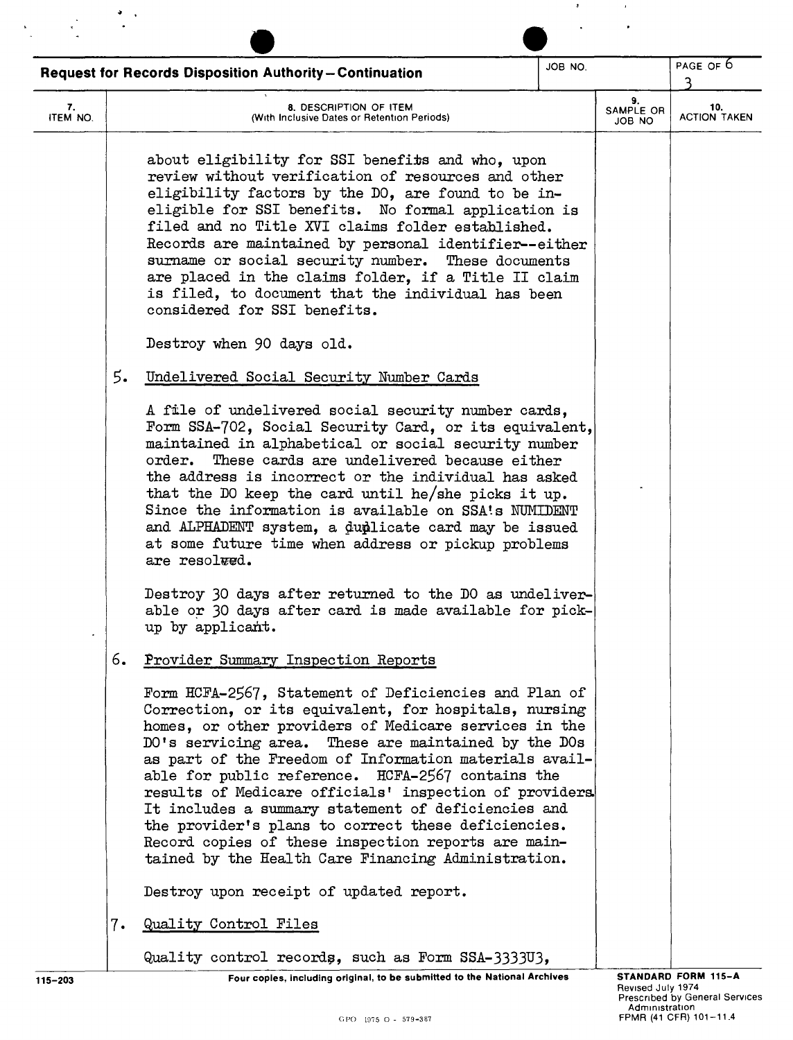**Request for Records Disposition Authority—Continuation**

| 7. ITEM NO. | 8. DESCRIPTION OF ITEM (With Inclusive Dates or Retention Periods) | 9. SAMPLE OR JOB NO | 10. ACTION TAKEN |
|---|---|---|---|

about eligibility for SSI benefits and who, upon review without verification of resources and other eligibility factors by the DO, are found to be ineligible for SSI benefits. No formal application is filed and no Title XVI claims folder established. Records are maintained by personal identifier--either surname or social security number. These documents are placed in the claims folder, if a Title II claim is filed, to document that the individual has been considered for SSI benefits.

Destroy when 90 days old.

5. Undelivered Social Security Number Cards

A file of undelivered social security number cards, Form SSA-702, Social Security Card, or its equivalent, maintained in alphabetical or social security number order. These cards are undelivered because either the address is incorrect or the individual has asked that the DO keep the card until he/she picks it up. Since the information is available on SSA's NUMIDENT and ALPHADENT system, a duplicate card may be issued at some future time when address or pickup problems are resolved.

Destroy 30 days after returned to the DO as undeliverable or 30 days after card is made available for pick-up by applicant.

6. Provider Summary Inspection Reports

Form HCFA-2567, Statement of Deficiencies and Plan of Correction, or its equivalent, for hospitals, nursing homes, or other providers of Medicare services in the DO's servicing area. These are maintained by the DOs as part of the Freedom of Information materials available for public reference. HCFA-2567 contains the results of Medicare officials' inspection of providers. It includes a summary statement of deficiencies and the provider's plans to correct these deficiencies. Record copies of these inspection reports are maintained by the Health Care Financing Administration.

Destroy upon receipt of updated report.

7. Quality Control Files

Quality control records, such as Form SSA-3333U3,

115-203 Four copies, including original, to be submitted to the National Archives

STANDARD FORM 115-A
Revised July 1974
Prescribed by General Services Administration
FPMR (41 CFR) 101-11.4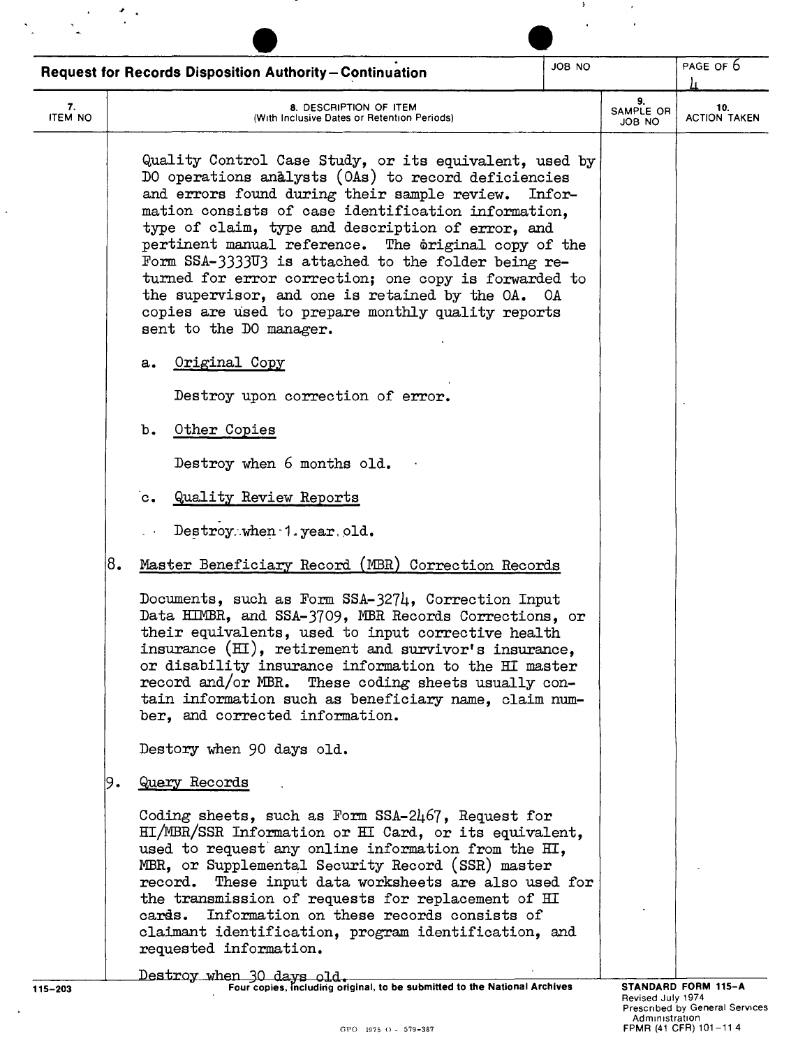## Request for Records Disposition Authority—Continuation

| 7. ITEM NO | 8. DESCRIPTION OF ITEM (With Inclusive Dates or Retention Periods) | 9. SAMPLE OR JOB NO | 10. ACTION TAKEN |
|---|---|---|---|

Quality Control Case Study, or its equivalent, used by DO operations analysts (OAs) to record deficiencies and errors found during their sample review. Information consists of case identification information, type of claim, type and description of error, and pertinent manual reference. The original copy of the Form SSA-3333U3 is attached to the folder being returned for error correction; one copy is forwarded to the supervisor, and one is retained by the OA. OA copies are used to prepare monthly quality reports sent to the DO manager.

a. Original Copy

Destroy upon correction of error.

b. Other Copies

Destroy when 6 months old.

c. Quality Review Reports

Destroy when 1 year old.

8. Master Beneficiary Record (MBR) Correction Records

Documents, such as Form SSA-3274, Correction Input Data HIMBR, and SSA-3709, MBR Records Corrections, or their equivalents, used to input corrective health insurance (HI), retirement and survivor's insurance, or disability insurance information to the HI master record and/or MBR. These coding sheets usually contain information such as beneficiary name, claim number, and corrected information.

Destory when 90 days old.

9. Query Records

Coding sheets, such as Form SSA-2467, Request for HI/MBR/SSR Information or HI Card, or its equivalent, used to request any online information from the HI, MBR, or Supplemental Security Record (SSR) master record. These input data worksheets are also used for the transmission of requests for replacement of HI cards. Information on these records consists of claimant identification, program identification, and requested information.

Destroy when 30 days old.

115-203 — Four copies, including original, to be submitted to the National Archives

STANDARD FORM 115-A
Revised July 1974
Prescribed by General Services Administration
FPMR (41 CFR) 101-11.4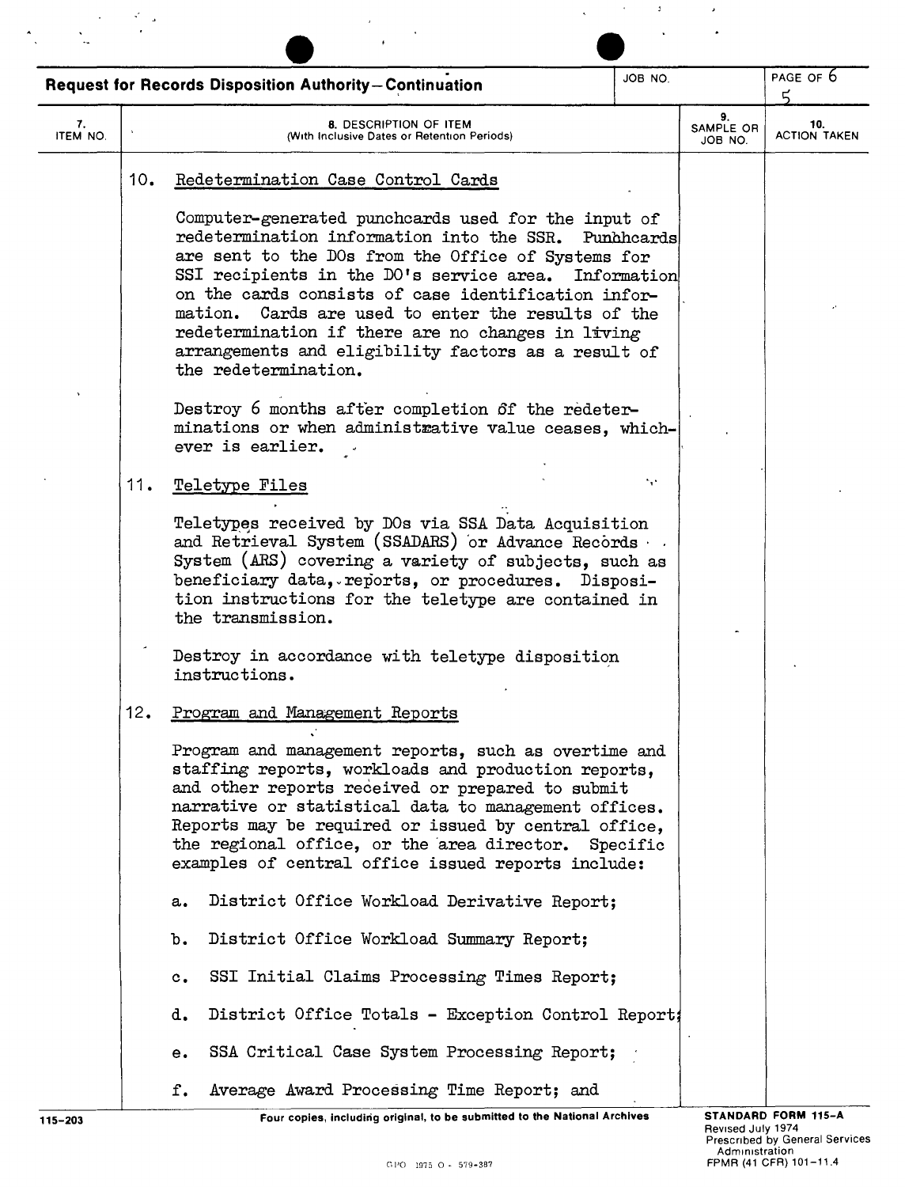**Request for Records Disposition Authority—Continuation**

| 7. ITEM NO. | 8. DESCRIPTION OF ITEM (With Inclusive Dates or Retention Periods) | 9. SAMPLE OR JOB NO. | 10. ACTION TAKEN |
|---|---|---|---|

10. Redetermination Case Control Cards

Computer-generated punchcards used for the input of redetermination information into the SSR. Punhhcards are sent to the DOs from the Office of Systems for SSI recipients in the DO's service area. Information on the cards consists of case identification information. Cards are used to enter the results of the redetermination if there are no changes in living arrangements and eligibility factors as a result of the redetermination.

Destroy 6 months after completion of the redeterminations or when administrative value ceases, whichever is earlier.

11. Teletype Files

Teletypes received by DOs via SSA Data Acquisition and Retrieval System (SSADARS) or Advance Records System (ARS) covering a variety of subjects, such as beneficiary data, reports, or procedures. Disposition instructions for the teletype are contained in the transmission.

Destroy in accordance with teletype disposition instructions.

12. Program and Management Reports

Program and management reports, such as overtime and staffing reports, workloads and production reports, and other reports received or prepared to submit narrative or statistical data to management offices. Reports may be required or issued by central office, the regional office, or the area director. Specific examples of central office issued reports include:

a. District Office Workload Derivative Report;

b. District Office Workload Summary Report;

c. SSI Initial Claims Processing Times Report;

d. District Office Totals - Exception Control Report;

e. SSA Critical Case System Processing Report;

f. Average Award Processing Time Report; and

115-203 Four copies, including original, to be submitted to the National Archives

STANDARD FORM 115-A
Revised July 1974
Prescribed by General Services Administration
FPMR (41 CFR) 101-11.4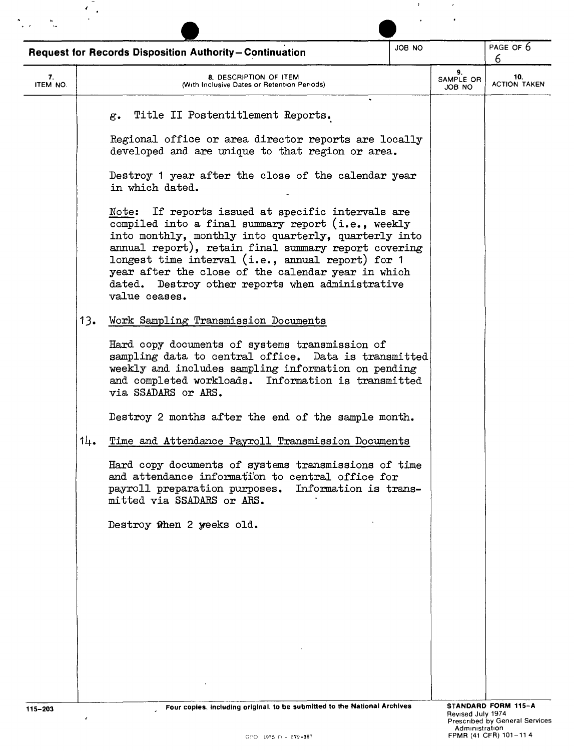## Request for Records Disposition Authority—Continuation

| 7. ITEM NO. | 8. DESCRIPTION OF ITEM (With Inclusive Dates or Retention Periods) | 9. SAMPLE OR JOB NO | 10. ACTION TAKEN |
| --- | --- | --- | --- |
| | g. Title II Postentitlement Reports. | | |
| | Regional office or area director reports are locally developed and are unique to that region or area. | | |
| | Destroy 1 year after the close of the calendar year in which dated. | | |
| | Note: If reports issued at specific intervals are compiled into a final summary report (i.e., weekly into monthly, monthly into quarterly, quarterly into annual report), retain final summary report covering longest time interval (i.e., annual report) for 1 year after the close of the calendar year in which dated. Destroy other reports when administrative value ceases. | | |
| | 13. Work Sampling Transmission Documents | | |
| | Hard copy documents of systems transmission of sampling data to central office. Data is transmitted weekly and includes sampling information on pending and completed workloads. Information is transmitted via SSADARS or ARS. | | |
| | Destroy 2 months after the end of the sample month. | | |
| | 14. Time and Attendance Payroll Transmission Documents | | |
| | Hard copy documents of systems transmissions of time and attendance information to central office for payroll preparation purposes. Information is transmitted via SSADARS or ARS. | | |
| | Destroy when 2 weeks old. | | |

115-203

Four copies, including original, to be submitted to the National Archives

STANDARD FORM 115-A
Revised July 1974
Prescribed by General Services Administration
FPMR (41 CFR) 101-11.4

GPO 1975 O - 579-387